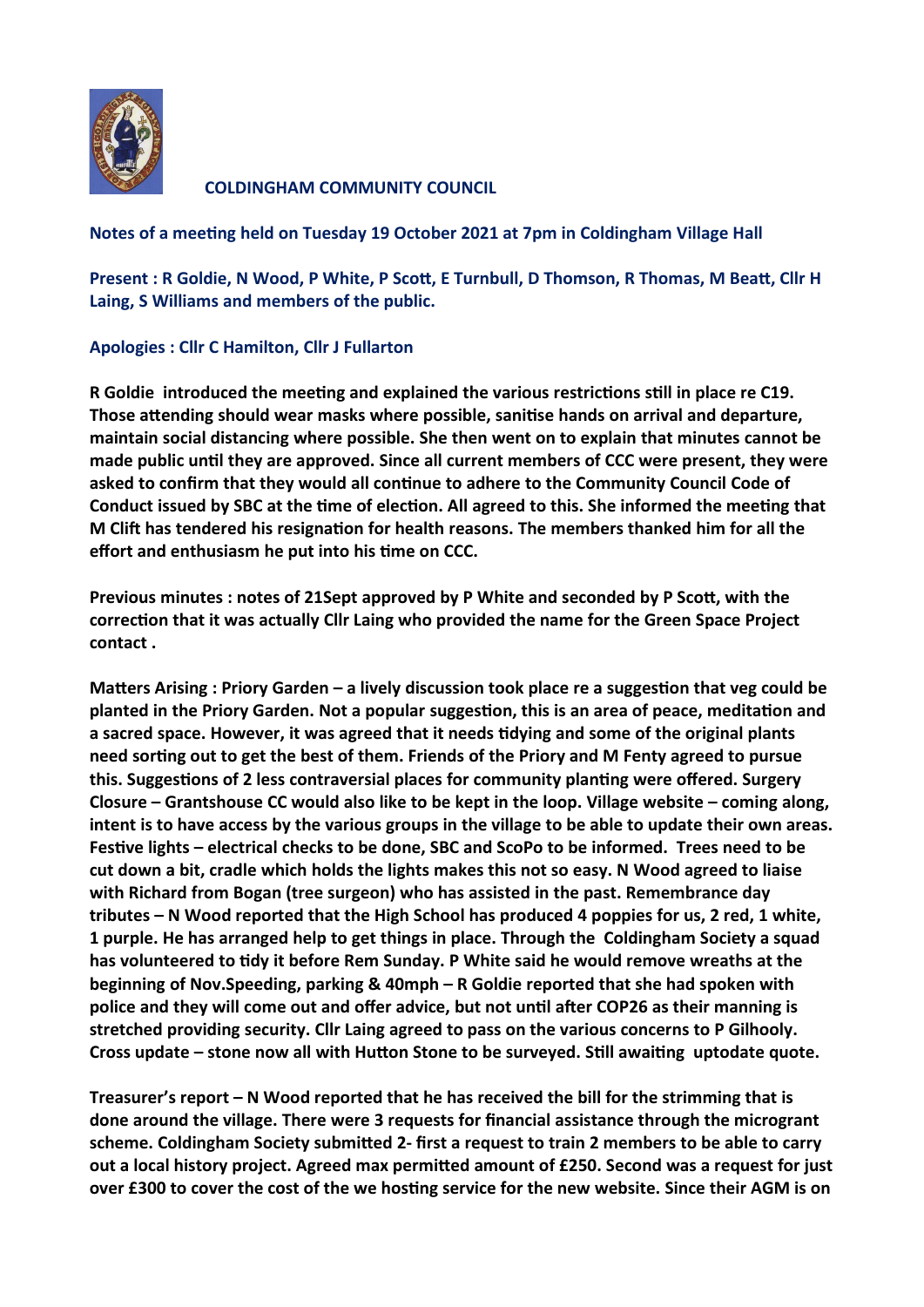**COLDINGHAM COMMUNITY COUNCIL**

**Notes of a meeting held on Tuesday 19 October 2021 at 7pm in Coldingham Village Hall**

**Present : R Goldie, N Wood, P White, P Scott, E Turnbull, D Thomson, R Thomas, M Beatt, Cllr H Laing, S Williams and members of the public.**

**Apologies : Cllr C Hamilton, Cllr J Fullarton**

**R Goldie introduced the meeting and explained the various restrictions still in place re C19. Those attending should wear masks where possible, sanitise hands on arrival and departure, maintain social distancing where possible. She then went on to explain that minutes cannot be made public until they are approved. Since all current members of CCC were present, they were asked to confirm that they would all continue to adhere to the Community Council Code of Conduct issued by SBC at the time of election. All agreed to this. She informed the meeting that M Clift has tendered his resignation for health reasons. The members thanked him for all the effort and enthusiasm he put into his time on CCC.**

**Previous minutes : notes of 21Sept approved by P White and seconded by P Scott, with the correction that it was actually Cllr Laing who provided the name for the Green Space Project contact .**

**Matters Arising : Priory Garden – a lively discussion took place re a suggestion that veg could be planted in the Priory Garden. Not a popular suggestion, this is an area of peace, meditation and a sacred space. However, it was agreed that it needs tidying and some of the original plants need sorting out to get the best of them. Friends of the Priory and M Fenty agreed to pursue this. Suggestions of 2 less contraversial places for community planting were offered. Surgery Closure – Grantshouse CC would also like to be kept in the loop. Village website – coming along, intent is to have access by the various groups in the village to be able to update their own areas. Festive lights – electrical checks to be done, SBC and ScoPo to be informed. Trees need to be cut down a bit, cradle which holds the lights makes this not so easy. N Wood agreed to liaise with Richard from Bogan (tree surgeon) who has assisted in the past. Remembrance day tributes – N Wood reported that the High School has produced 4 poppies for us, 2 red, 1 white, 1 purple. He has arranged help to get things in place. Through the Coldingham Society a squad has volunteered to tidy it before Rem Sunday. P White said he would remove wreaths at the beginning of Nov.Speeding, parking & 40mph – R Goldie reported that she had spoken with police and they will come out and offer advice, but not until after COP26 as their manning is stretched providing security. Cllr Laing agreed to pass on the various concerns to P Gilhooly. Cross update – stone now all with Hutton Stone to be surveyed. Still awaiting uptodate quote.**

**Treasurer's report – N Wood reported that he has received the bill for the strimming that is done around the village. There were 3 requests for financial assistance through the microgrant scheme. Coldingham Society submitted 2- first a request to train 2 members to be able to carry out a local history project. Agreed max permitted amount of £250. Second was a request for just over £300 to cover the cost of the we hosting service for the new website. Since their AGM is on**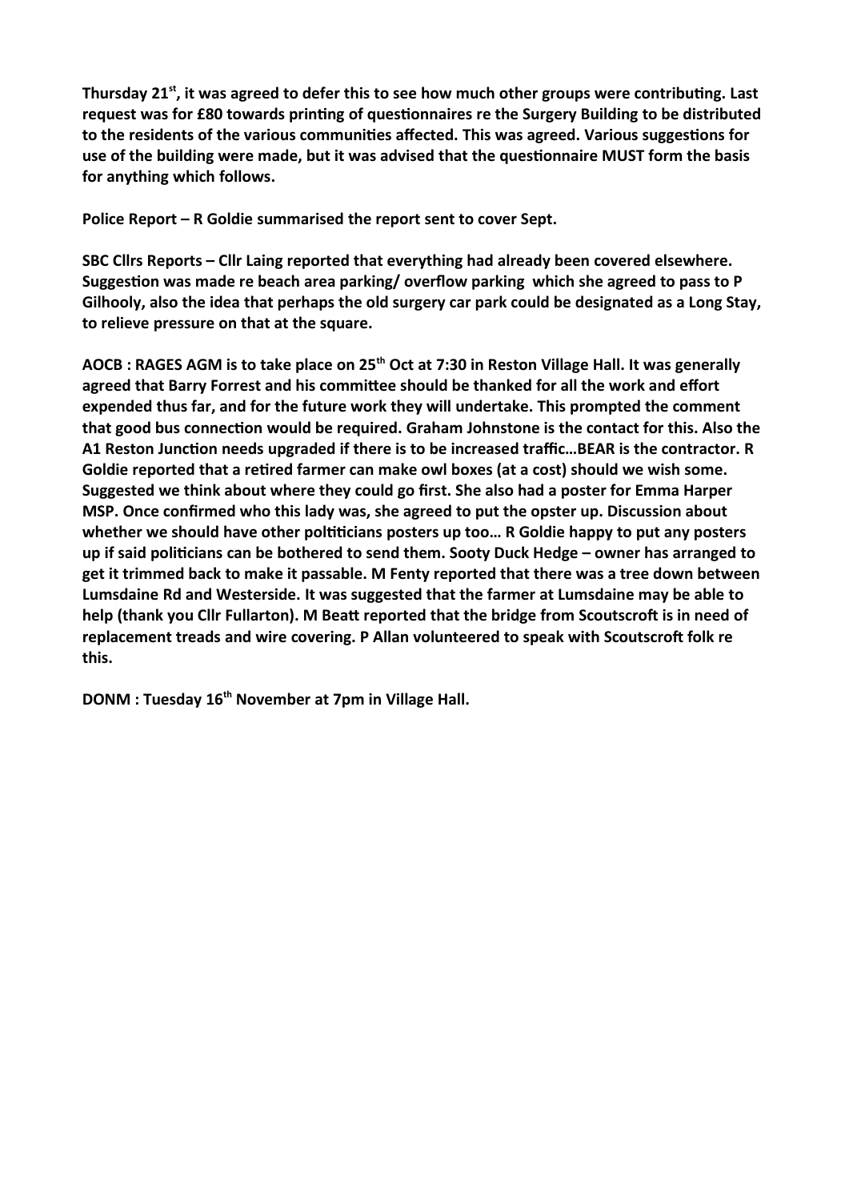**Thursday 21st, it was agreed to defer this to see how much other groups were contributing. Last request was for £80 towards printing of questionnaires re the Surgery Building to be distributed to the residents of the various communities affected. This was agreed. Various suggestions for use of the building were made, but it was advised that the questionnaire MUST form the basis for anything which follows.**

**Police Report – R Goldie summarised the report sent to cover Sept.**

**SBC Cllrs Reports – Cllr Laing reported that everything had already been covered elsewhere. Suggestion was made re beach area parking/ overflow parking which she agreed to pass to P Gilhooly, also the idea that perhaps the old surgery car park could be designated as a Long Stay, to relieve pressure on that at the square.**

**AOCB : RAGES AGM is to take place on 25th Oct at 7:30 in Reston Village Hall. It was generally agreed that Barry Forrest and his committee should be thanked for all the work and effort expended thus far, and for the future work they will undertake. This prompted the comment that good bus connection would be required. Graham Johnstone is the contact for this. Also the A1 Reston Junction needs upgraded if there is to be increased traffic…BEAR is the contractor. R Goldie reported that a retired farmer can make owl boxes (at a cost) should we wish some. Suggested we think about where they could go first. She also had a poster for Emma Harper MSP. Once confirmed who this lady was, she agreed to put the opster up. Discussion about whether we should have other poltiticians posters up too… R Goldie happy to put any posters up if said politicians can be bothered to send them. Sooty Duck Hedge – owner has arranged to get it trimmed back to make it passable. M Fenty reported that there was a tree down between Lumsdaine Rd and Westerside. It was suggested that the farmer at Lumsdaine may be able to help (thank you Cllr Fullarton). M Beatt reported that the bridge from Scoutscroft is in need of replacement treads and wire covering. P Allan volunteered to speak with Scoutscroft folk re this.**

**DONM : Tuesday 16th November at 7pm in Village Hall.**